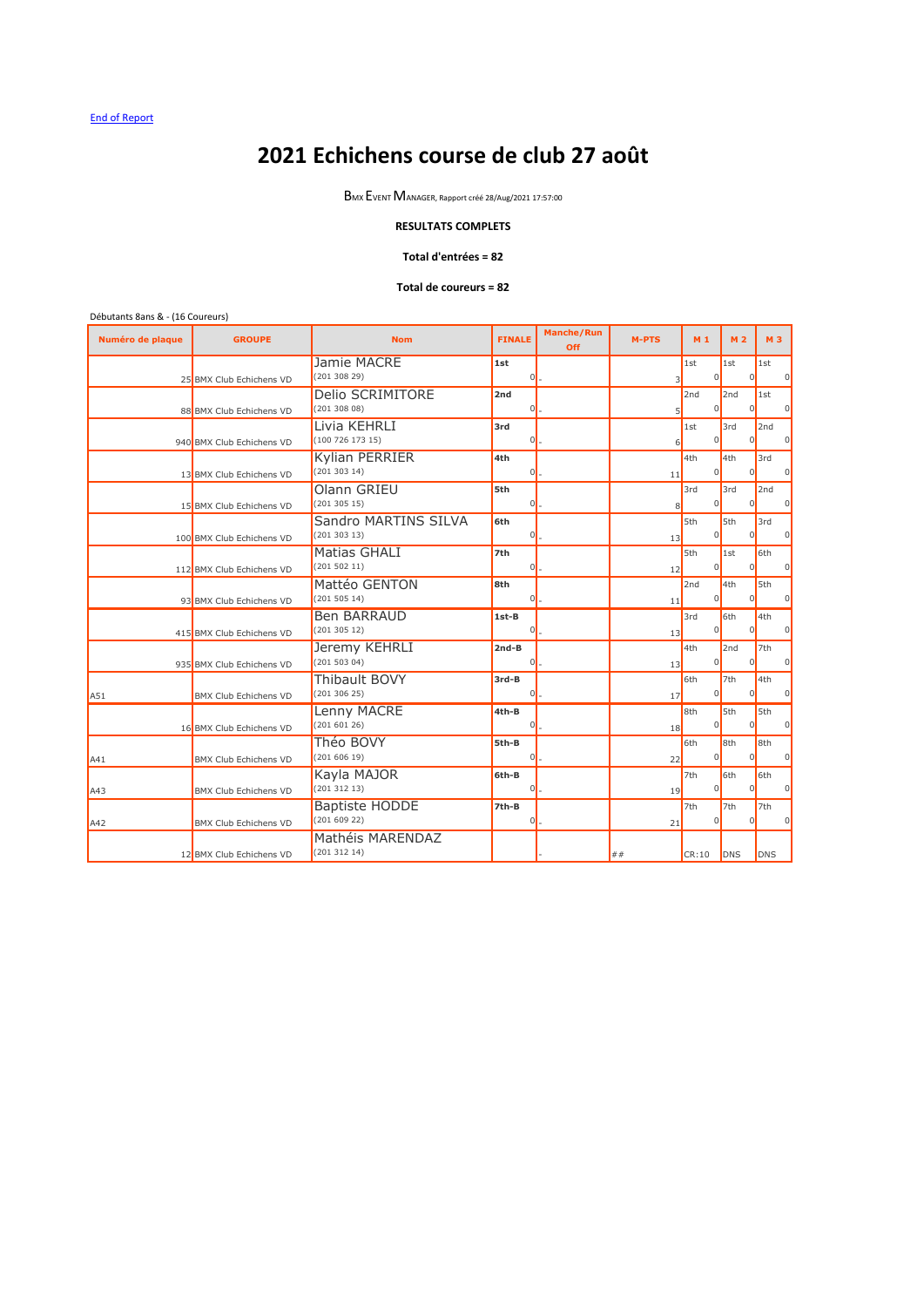End of Report

# 2021 Echichens course de club 27 août

BMX EVENT MANAGER, Rapport créé 28/Aug/2021 17:57:00

**RESULTATS COMPLETS**

**Total d'entrées = 82**

**Total de coureurs = 82**

Débutants 8ans & - (16 Coureurs)

| Numéro de plaque | GROUPE | Nom | FINALE | | Manche/Run Off | M-PTS | M 1 | | M 2 | | M 3 | |
|---|---|---|---|---|---|---|---|---|---|---|---|---|
| 25 | BMX Club Echichens VD | Jamie MACRE (201 308 29) | 1st | 0 | - | 3 | 1st | 0 | 1st | 0 | 1st | 0 |
| 88 | BMX Club Echichens VD | Delio SCRIMITORE (201 308 08) | 2nd | 0 | - | 5 | 2nd | 0 | 2nd | 0 | 1st | 0 |
| 940 | BMX Club Echichens VD | Livia KEHRLI (100 726 173 15) | 3rd | 0 | - | 6 | 1st | 0 | 3rd | 0 | 2nd | 0 |
| 13 | BMX Club Echichens VD | Kylian PERRIER (201 303 14) | 4th | 0 | - | 11 | 4th | 0 | 4th | 0 | 3rd | 0 |
| 15 | BMX Club Echichens VD | Olann GRIEU (201 305 15) | 5th | 0 | - | 8 | 3rd | 0 | 3rd | 0 | 2nd | 0 |
| 100 | BMX Club Echichens VD | Sandro MARTINS SILVA (201 303 13) | 6th | 0 | - | 13 | 5th | 0 | 5th | 0 | 3rd | 0 |
| 112 | BMX Club Echichens VD | Matias GHALI (201 502 11) | 7th | 0 | - | 12 | 5th | 0 | 1st | 0 | 6th | 0 |
| 93 | BMX Club Echichens VD | Mattéo GENTON (201 505 14) | 8th | 0 | - | 11 | 2nd | 0 | 4th | 0 | 5th | 0 |
| 415 | BMX Club Echichens VD | Ben BARRAUD (201 305 12) | 1st-B | 0 | - | 13 | 3rd | 0 | 6th | 0 | 4th | 0 |
| 935 | BMX Club Echichens VD | Jeremy KEHRLI (201 503 04) | 2nd-B | 0 | - | 13 | 4th | 0 | 2nd | 0 | 7th | 0 |
| A51 | BMX Club Echichens VD | Thibault BOVY (201 306 25) | 3rd-B | 0 | - | 17 | 6th | 0 | 7th | 0 | 4th | 0 |
| 16 | BMX Club Echichens VD | Lenny MACRE (201 601 26) | 4th-B | 0 | - | 18 | 8th | 0 | 5th | 0 | 5th | 0 |
| A41 | BMX Club Echichens VD | Théo BOVY (201 606 19) | 5th-B | 0 | - | 22 | 6th | 0 | 8th | 0 | 8th | 0 |
| A43 | BMX Club Echichens VD | Kayla MAJOR (201 312 13) | 6th-B | 0 | - | 19 | 7th | 0 | 6th | 0 | 6th | 0 |
| A42 | BMX Club Echichens VD | Baptiste HODDE (201 609 22) | 7th-B | 0 | - | 21 | 7th | 0 | 7th | 0 | 7th | 0 |
| 12 | BMX Club Echichens VD | Mathéis MARENDAZ (201 312 14) | | | - | ## | CR:10 | | DNS | | DNS | |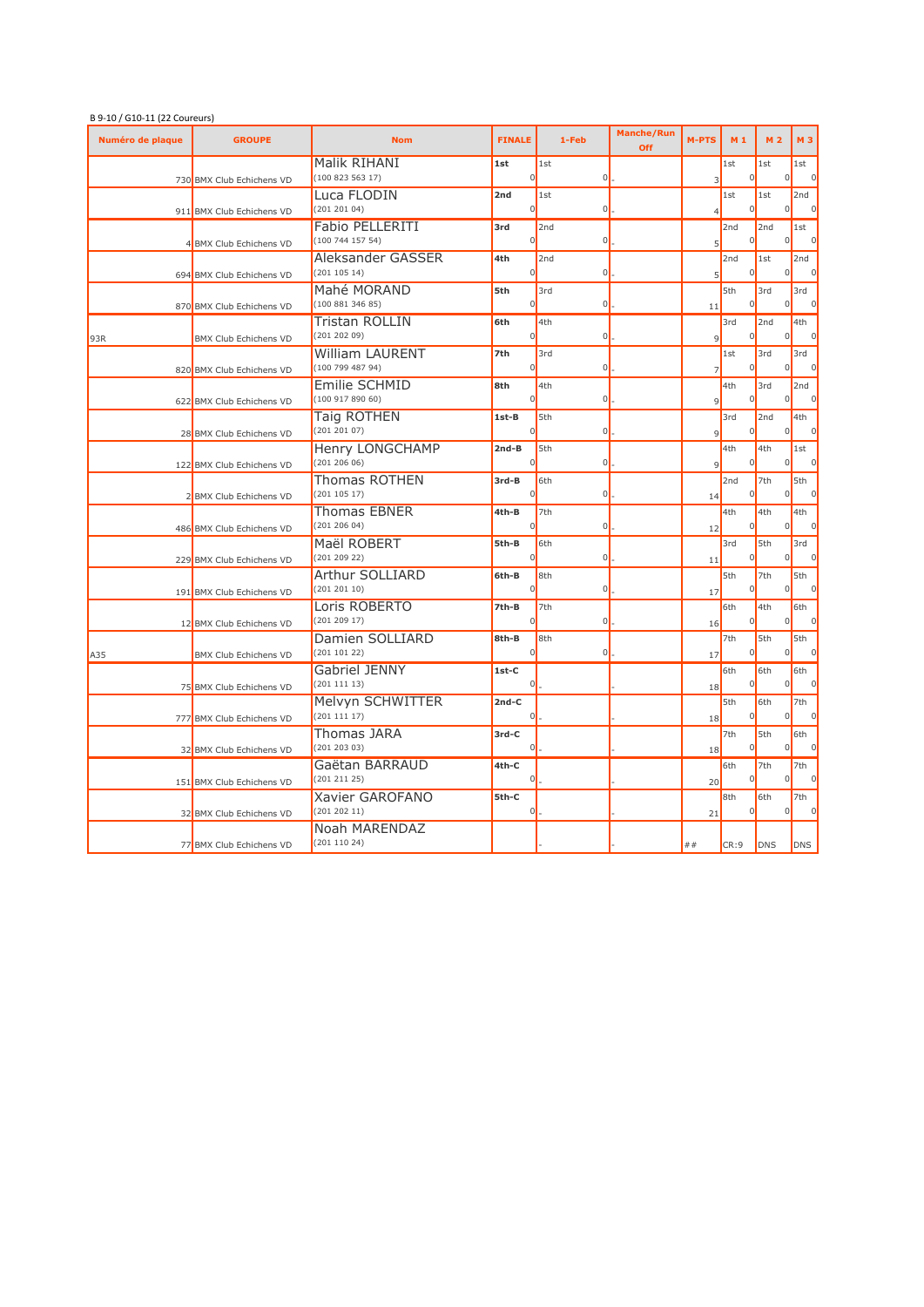B 9-10 / G10-11 (22 Coureurs)

| Numéro de plaque | GROUPE | Nom | FINALE | 1-Feb | Manche/Run Off | M-PTS | M 1 | M 2 | M 3 |
|---|---|---|---|---|---|---|---|---|---|
| 730 | BMX Club Echichens VD | Malik RIHANI (100 823 563 17) | 1st 0 | 1st 0 | - | 3 | 1st 0 | 1st 0 | 1st 0 |
| 911 | BMX Club Echichens VD | Luca FLODIN (201 201 04) | 2nd 0 | 1st 0 | - | 4 | 1st 0 | 1st 0 | 2nd 0 |
| 4 | BMX Club Echichens VD | Fabio PELLERITI (100 744 157 54) | 3rd 0 | 2nd 0 | - | 5 | 2nd 0 | 2nd 0 | 1st 0 |
| 694 | BMX Club Echichens VD | Aleksander GASSER (201 105 14) | 4th 0 | 2nd 0 | - | 5 | 2nd 0 | 1st 0 | 2nd 0 |
| 870 | BMX Club Echichens VD | Mahé MORAND (100 881 346 85) | 5th 0 | 3rd 0 | - | 11 | 5th 0 | 3rd 0 | 3rd 0 |
| 93R | BMX Club Echichens VD | Tristan ROLLIN (201 202 09) | 6th 0 | 4th 0 | - | 9 | 3rd 0 | 2nd 0 | 4th 0 |
| 820 | BMX Club Echichens VD | William LAURENT (100 799 487 94) | 7th 0 | 3rd 0 | - | 7 | 1st 0 | 3rd 0 | 3rd 0 |
| 622 | BMX Club Echichens VD | Emilie SCHMID (100 917 890 60) | 8th 0 | 4th 0 | - | 9 | 4th 0 | 3rd 0 | 2nd 0 |
| 28 | BMX Club Echichens VD | Taig ROTHEN (201 201 07) | 1st-B 0 | 5th 0 | - | 9 | 3rd 0 | 2nd 0 | 4th 0 |
| 122 | BMX Club Echichens VD | Henry LONGCHAMP (201 206 06) | 2nd-B 0 | 5th 0 | - | 9 | 4th 0 | 4th 0 | 1st 0 |
| 2 | BMX Club Echichens VD | Thomas ROTHEN (201 105 17) | 3rd-B 0 | 6th 0 | - | 14 | 2nd 0 | 7th 0 | 5th 0 |
| 486 | BMX Club Echichens VD | Thomas EBNER (201 206 04) | 4th-B 0 | 7th 0 | - | 12 | 4th 0 | 4th 0 | 4th 0 |
| 229 | BMX Club Echichens VD | Maël ROBERT (201 209 22) | 5th-B 0 | 6th 0 | - | 11 | 3rd 0 | 5th 0 | 3rd 0 |
| 191 | BMX Club Echichens VD | Arthur SOLLIARD (201 201 10) | 6th-B 0 | 8th 0 | - | 17 | 5th 0 | 7th 0 | 5th 0 |
| 12 | BMX Club Echichens VD | Loris ROBERTO (201 209 17) | 7th-B 0 | 7th 0 | - | 16 | 6th 0 | 4th 0 | 6th 0 |
| A35 | BMX Club Echichens VD | Damien SOLLIARD (201 101 22) | 8th-B 0 | 8th 0 | - | 17 | 7th 0 | 5th 0 | 5th 0 |
| 75 | BMX Club Echichens VD | Gabriel JENNY (201 111 13) | 1st-C 0 | - | - | 18 | 6th 0 | 6th 0 | 6th 0 |
| 777 | BMX Club Echichens VD | Melvyn SCHWITTER (201 111 17) | 2nd-C 0 | - | - | 18 | 5th 0 | 6th 0 | 7th 0 |
| 32 | BMX Club Echichens VD | Thomas JARA (201 203 03) | 3rd-C 0 | - | - | 18 | 7th 0 | 5th 0 | 6th 0 |
| 151 | BMX Club Echichens VD | Gaëtan BARRAUD (201 211 25) | 4th-C 0 | - | - | 20 | 6th 0 | 7th 0 | 7th 0 |
| 32 | BMX Club Echichens VD | Xavier GAROFANO (201 202 11) | 5th-C 0 | - | - | 21 | 8th 0 | 6th 0 | 7th 0 |
| 77 | BMX Club Echichens VD | Noah MARENDAZ (201 110 24) | | - | - | ## | CR:9 | DNS | DNS |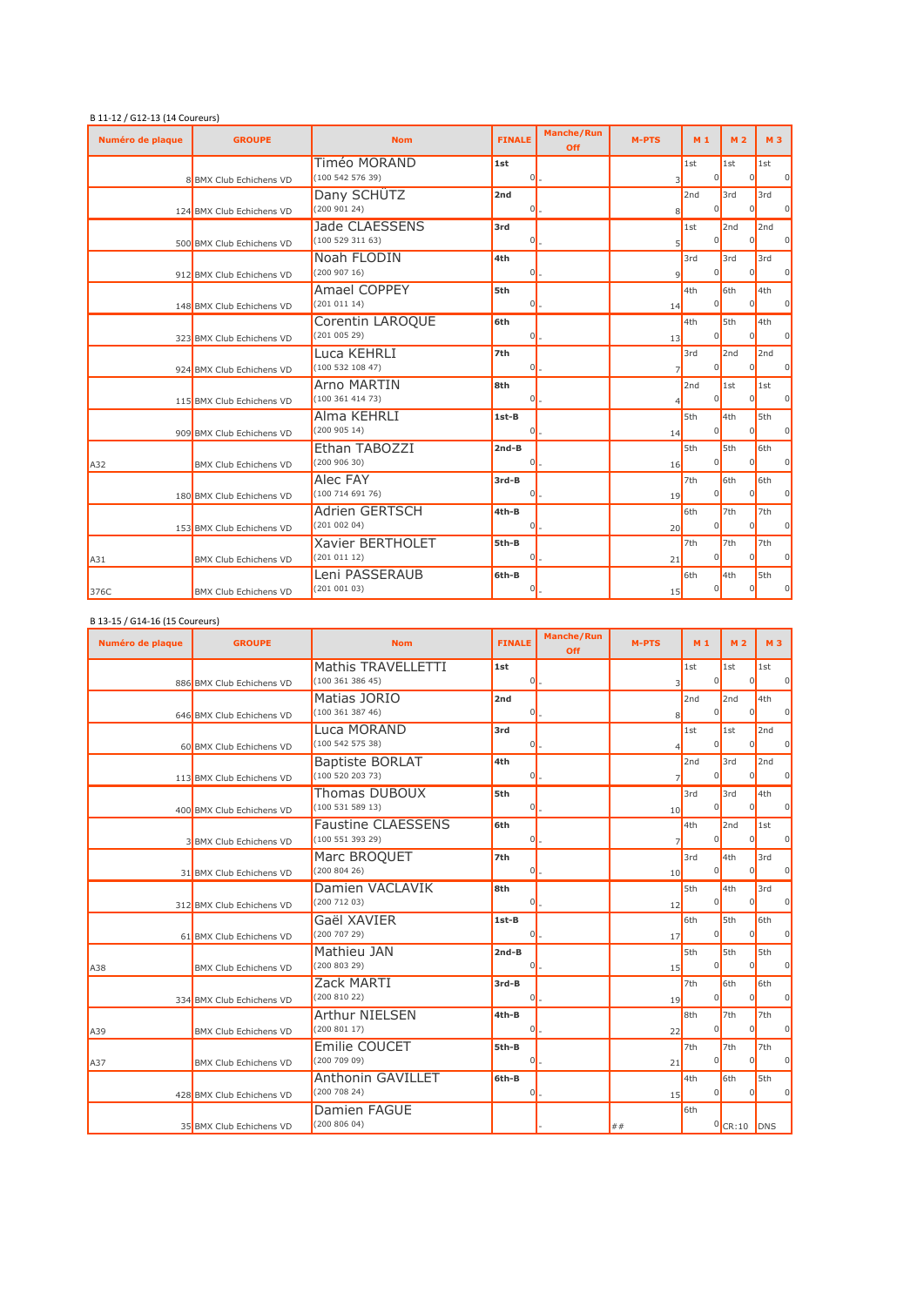B 11-12 / G12-13 (14 Coureurs)

| Numéro de plaque | GROUPE | Nom | FINALE | Manche/Run Off | M-PTS | M 1 | M 2 | M 3 |
|---|---|---|---|---|---|---|---|---|
| 8 | BMX Club Echichens VD | Timéo MORAND (100 542 576 39) | 1st 0 | - | 3 | 1st 0 | 1st 0 | 1st 0 |
| 124 | BMX Club Echichens VD | Dany SCHÜTZ (200 901 24) | 2nd 0 | - | 8 | 2nd 0 | 3rd 0 | 3rd 0 |
| 500 | BMX Club Echichens VD | Jade CLAESSENS (100 529 311 63) | 3rd 0 | - | 5 | 1st 0 | 2nd 0 | 2nd 0 |
| 912 | BMX Club Echichens VD | Noah FLODIN (200 907 16) | 4th 0 | - | 9 | 3rd 0 | 3rd 0 | 3rd 0 |
| 148 | BMX Club Echichens VD | Amael COPPEY (201 011 14) | 5th 0 | - | 14 | 4th 0 | 6th 0 | 4th 0 |
| 323 | BMX Club Echichens VD | Corentin LAROQUE (201 005 29) | 6th 0 | - | 13 | 4th 0 | 5th 0 | 4th 0 |
| 924 | BMX Club Echichens VD | Luca KEHRLI (100 532 108 47) | 7th 0 | - | 7 | 3rd 0 | 2nd 0 | 2nd 0 |
| 115 | BMX Club Echichens VD | Arno MARTIN (100 361 414 73) | 8th 0 | - | 4 | 2nd 0 | 1st 0 | 1st 0 |
| 909 | BMX Club Echichens VD | Alma KEHRLI (200 905 14) | 1st-B 0 | - | 14 | 5th 0 | 4th 0 | 5th 0 |
| A32 | BMX Club Echichens VD | Ethan TABOZZI (200 906 30) | 2nd-B 0 | - | 16 | 5th 0 | 5th 0 | 6th 0 |
| 180 | BMX Club Echichens VD | Alec FAY (100 714 691 76) | 3rd-B 0 | - | 19 | 7th 0 | 6th 0 | 6th 0 |
| 153 | BMX Club Echichens VD | Adrien GERTSCH (201 002 04) | 4th-B 0 | - | 20 | 6th 0 | 7th 0 | 7th 0 |
| A31 | BMX Club Echichens VD | Xavier BERTHOLET (201 011 12) | 5th-B 0 | - | 21 | 7th 0 | 7th 0 | 7th 0 |
| 376C | BMX Club Echichens VD | Leni PASSERAUB (201 001 03) | 6th-B 0 | - | 15 | 6th 0 | 4th 0 | 5th 0 |

B 13-15 / G14-16 (15 Coureurs)

| Numéro de plaque | GROUPE | Nom | FINALE | Manche/Run Off | M-PTS | M 1 | M 2 | M 3 |
|---|---|---|---|---|---|---|---|---|
| 886 | BMX Club Echichens VD | Mathis TRAVELLETTI (100 361 386 45) | 1st 0 | - | 3 | 1st 0 | 1st 0 | 1st 0 |
| 646 | BMX Club Echichens VD | Matias JORIO (100 361 387 46) | 2nd 0 | - | 8 | 2nd 0 | 2nd 0 | 4th 0 |
| 60 | BMX Club Echichens VD | Luca MORAND (100 542 575 38) | 3rd 0 | - | 4 | 1st 0 | 1st 0 | 2nd 0 |
| 113 | BMX Club Echichens VD | Baptiste BORLAT (100 520 203 73) | 4th 0 | - | 7 | 2nd 0 | 3rd 0 | 2nd 0 |
| 400 | BMX Club Echichens VD | Thomas DUBOUX (100 531 589 13) | 5th 0 | - | 10 | 3rd 0 | 3rd 0 | 4th 0 |
| 3 | BMX Club Echichens VD | Faustine CLAESSENS (100 551 393 29) | 6th 0 | - | 7 | 4th 0 | 2nd 0 | 1st 0 |
| 31 | BMX Club Echichens VD | Marc BROQUET (200 804 26) | 7th 0 | - | 10 | 3rd 0 | 4th 0 | 3rd 0 |
| 312 | BMX Club Echichens VD | Damien VACLAVIK (200 712 03) | 8th 0 | - | 12 | 5th 0 | 4th 0 | 3rd 0 |
| 61 | BMX Club Echichens VD | Gaël XAVIER (200 707 29) | 1st-B 0 | - | 17 | 6th 0 | 5th 0 | 6th 0 |
| A38 | BMX Club Echichens VD | Mathieu JAN (200 803 29) | 2nd-B 0 | - | 15 | 5th 0 | 5th 0 | 5th 0 |
| 334 | BMX Club Echichens VD | Zack MARTI (200 810 22) | 3rd-B 0 | - | 19 | 7th 0 | 6th 0 | 6th 0 |
| A39 | BMX Club Echichens VD | Arthur NIELSEN (200 801 17) | 4th-B 0 | - | 22 | 8th 0 | 7th 0 | 7th 0 |
| A37 | BMX Club Echichens VD | Emilie COUCET (200 709 09) | 5th-B 0 | - | 21 | 7th 0 | 7th 0 | 7th 0 |
| 428 | BMX Club Echichens VD | Anthonin GAVILLET (200 708 24) | 6th-B 0 | - | 15 | 4th 0 | 6th 0 | 5th 0 |
| 35 | BMX Club Echichens VD | Damien FAGUE (200 806 04) | | - | ## | 6th 0 | CR:10 | DNS |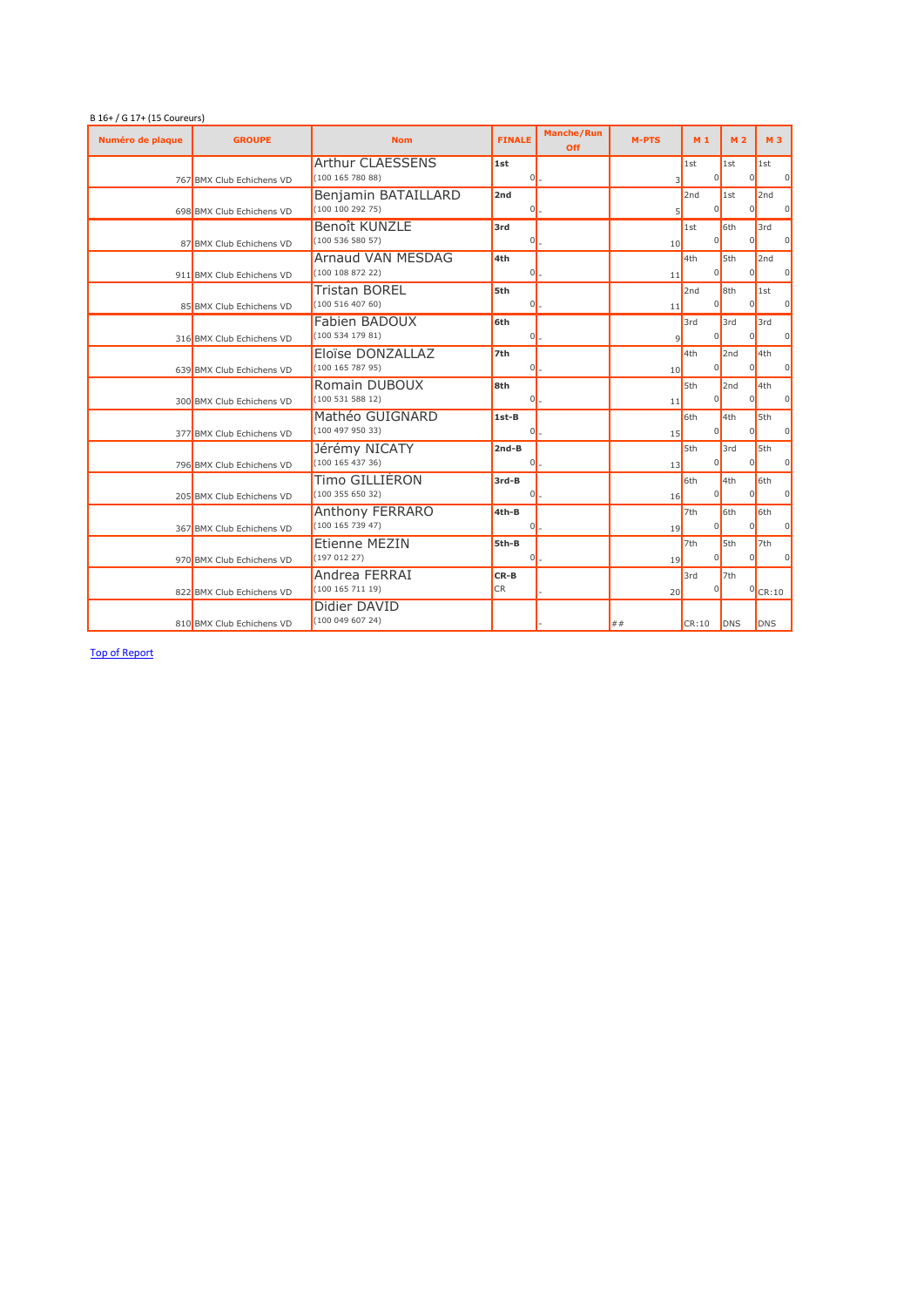B 16+ / G 17+ (15 Coureurs)

| Numéro de plaque | GROUPE | Nom | FINALE | Manche/Run Off | M-PTS | M 1 | M 2 | M 3 |
|---|---|---|---|---|---|---|---|---|
| 767 | BMX Club Echichens VD | Arthur CLAESSENS (100 165 780 88) | 1st 0 | - | 3 | 1st 0 | 1st 0 | 1st 0 |
| 698 | BMX Club Echichens VD | Benjamin BATAILLARD (100 100 292 75) | 2nd 0 | - | 5 | 2nd 0 | 1st 0 | 2nd 0 |
| 87 | BMX Club Echichens VD | Benoît KUNZLE (100 536 580 57) | 3rd 0 | - | 10 | 1st 0 | 6th 0 | 3rd 0 |
| 911 | BMX Club Echichens VD | Arnaud VAN MESDAG (100 108 872 22) | 4th 0 | - | 11 | 4th 0 | 5th 0 | 2nd 0 |
| 85 | BMX Club Echichens VD | Tristan BOREL (100 516 407 60) | 5th 0 | - | 11 | 2nd 0 | 8th 0 | 1st 0 |
| 316 | BMX Club Echichens VD | Fabien BADOUX (100 534 179 81) | 6th 0 | - | 9 | 3rd 0 | 3rd 0 | 3rd 0 |
| 639 | BMX Club Echichens VD | Eloïse DONZALLAZ (100 165 787 95) | 7th 0 | - | 10 | 4th 0 | 2nd 0 | 4th 0 |
| 300 | BMX Club Echichens VD | Romain DUBOUX (100 531 588 12) | 8th 0 | - | 11 | 5th 0 | 2nd 0 | 4th 0 |
| 377 | BMX Club Echichens VD | Mathéo GUIGNARD (100 497 950 33) | 1st-B 0 | - | 15 | 6th 0 | 4th 0 | 5th 0 |
| 796 | BMX Club Echichens VD | Jérémy NICATY (100 165 437 36) | 2nd-B 0 | - | 13 | 5th 0 | 3rd 0 | 5th 0 |
| 205 | BMX Club Echichens VD | Timo GILLIERON (100 355 650 32) | 3rd-B 0 | - | 16 | 6th 0 | 4th 0 | 6th 0 |
| 367 | BMX Club Echichens VD | Anthony FERRARO (100 165 739 47) | 4th-B 0 | - | 19 | 7th 0 | 6th 0 | 6th 0 |
| 970 | BMX Club Echichens VD | Etienne MEZIN (197 012 27) | 5th-B 0 | - | 19 | 7th 0 | 5th 0 | 7th 0 |
| 822 | BMX Club Echichens VD | Andrea FERRAI (100 165 711 19) | CR-B CR | - | 20 | 3rd 0 | 7th 0 | CR:10 |
| 810 | BMX Club Echichens VD | Didier DAVID (100 049 607 24) | | - | ## | CR:10 | DNS | DNS |

Top of Report